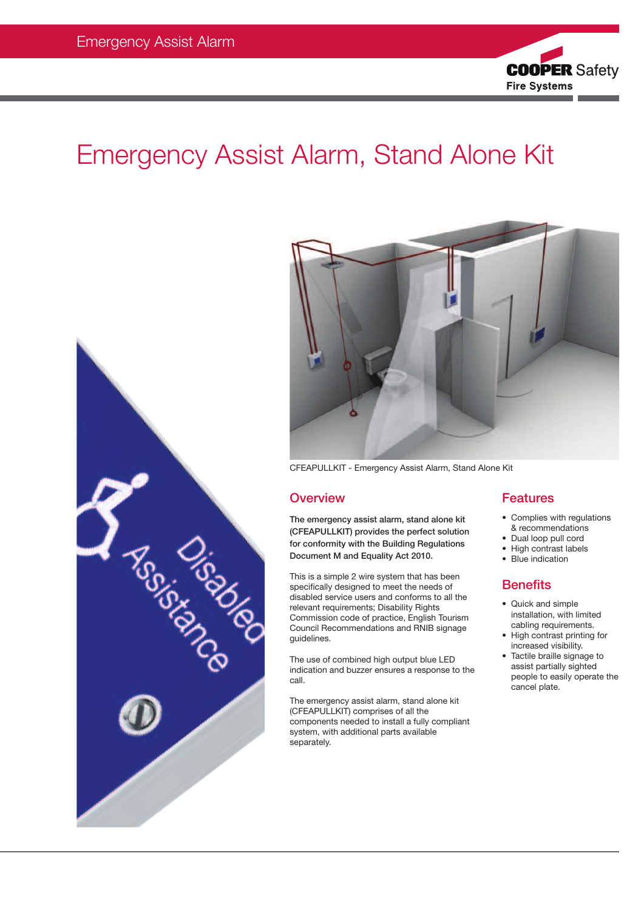# Emergency Assist Alarm, Stand Alone Kit

CFEAPULLKIT - Emergency Assist Alarm, Stand Alone Kit

## Overview

**The emergency assist alarm, stand alone kit (CFEAPULLKIT) provides the perfect solution for conformity with the Building Regulations Document M and Equality Act 2010.**

This is a simple 2 wire system that has been specifically designed to meet the needs of disabled service users and conforms to all the relevant requirements; Disability Rights Commission code of practice, English Tourism Council Recommendations and RNIB signage guidelines.

The use of combined high output blue LED indication and buzzer ensures a response to the call.

The emergency assist alarm, stand alone kit (CFEAPULLKIT) comprises of all the components needed to install a fully compliant system, with additional parts available separately.

## Features

- Complies with regulations & recommendations
- Dual loop pull cord
- High contrast labels
- Blue indication

## Benefits

- Quick and simple installation, with limited cabling requirements.
- High contrast printing for increased visibility.
- Tactile braille signage to assist partially sighted people to easily operate the cancel plate.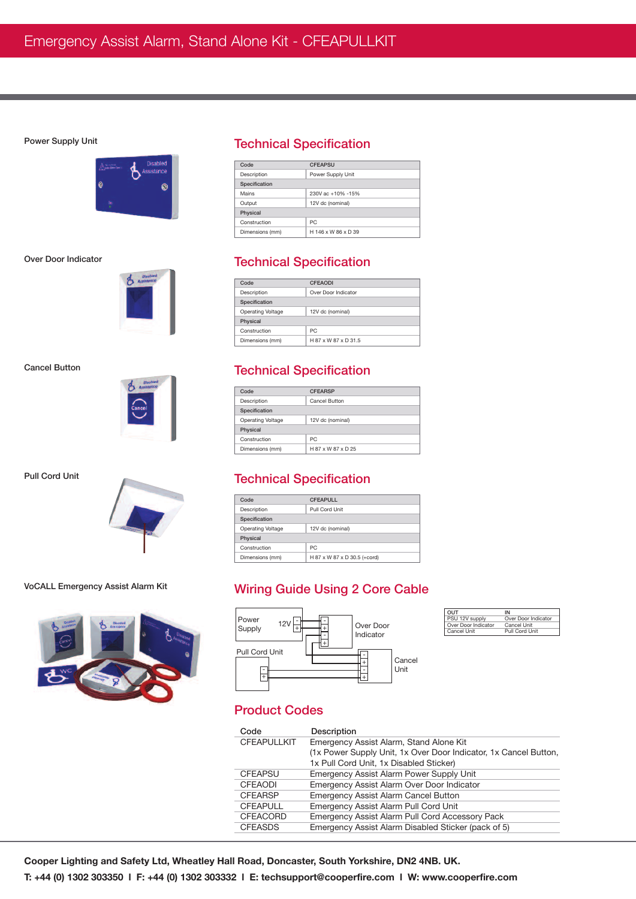# Emergency Assist Alarm, Stand Alone Kit - CFEAPULLKIT

### Power Supply Unit

## Technical Specification

| Code | CFEAPSU |
|---|---|
| Description | Power Supply Unit |
| **Specification** | |
| Mains | 230V ac +10% -15% |
| Output | 12V dc (nominal) |
| **Physical** | |
| Construction | PC |
| Dimensions (mm) | H 146 x W 86 x D 39 |

### Over Door Indicator

## Technical Specification

| Code | CFEAODI |
|---|---|
| Description | Over Door Indicator |
| **Specification** | |
| Operating Voltage | 12V dc (nominal) |
| **Physical** | |
| Construction | PC |
| Dimensions (mm) | H 87 x W 87 x D 31.5 |

### Cancel Button

## Technical Specification

| Code | CFEARSP |
|---|---|
| Description | Cancel Button |
| **Specification** | |
| Operating Voltage | 12V dc (nominal) |
| **Physical** | |
| Construction | PC |
| Dimensions (mm) | H 87 x W 87 x D 25 |

### Pull Cord Unit

## Technical Specification

| Code | CFEAPULL |
|---|---|
| Description | Pull Cord Unit |
| **Specification** | |
| Operating Voltage | 12V dc (nominal) |
| **Physical** | |
| Construction | PC |
| Dimensions (mm) | H 87 x W 87 x D 30.5 (+cord) |

### VoCALL Emergency Assist Alarm Kit

## Wiring Guide Using 2 Core Cable

Power Supply 12V

Over Door Indicator

Pull Cord Unit

Cancel Unit

| OUT | IN |
|---|---|
| PSU 12V supply | Over Door Indicator |
| Over Door Indicator | Cancel Unit |
| Cancel Unit | Pull Cord Unit |

## Product Codes

| Code | Description |
|---|---|
| CFEAPULLKIT | Emergency Assist Alarm, Stand Alone Kit (1x Power Supply Unit, 1x Over Door Indicator, 1x Cancel Button, 1x Pull Cord Unit, 1x Disabled Sticker) |
| CFEAPSU | Emergency Assist Alarm Power Supply Unit |
| CFEAODI | Emergency Assist Alarm Over Door Indicator |
| CFEARSP | Emergency Assist Alarm Cancel Button |
| CFEAPULL | Emergency Assist Alarm Pull Cord Unit |
| CFEACORD | Emergency Assist Alarm Pull Cord Accessory Pack |
| CFEASDS | Emergency Assist Alarm Disabled Sticker (pack of 5) |

**Cooper Lighting and Safety Ltd, Wheatley Hall Road, Doncaster, South Yorkshire, DN2 4NB. UK.**

**T: +44 (0) 1302 303350 I F: +44 (0) 1302 303332 I E: techsupport@cooperfire.com I W: www.cooperfire.com**